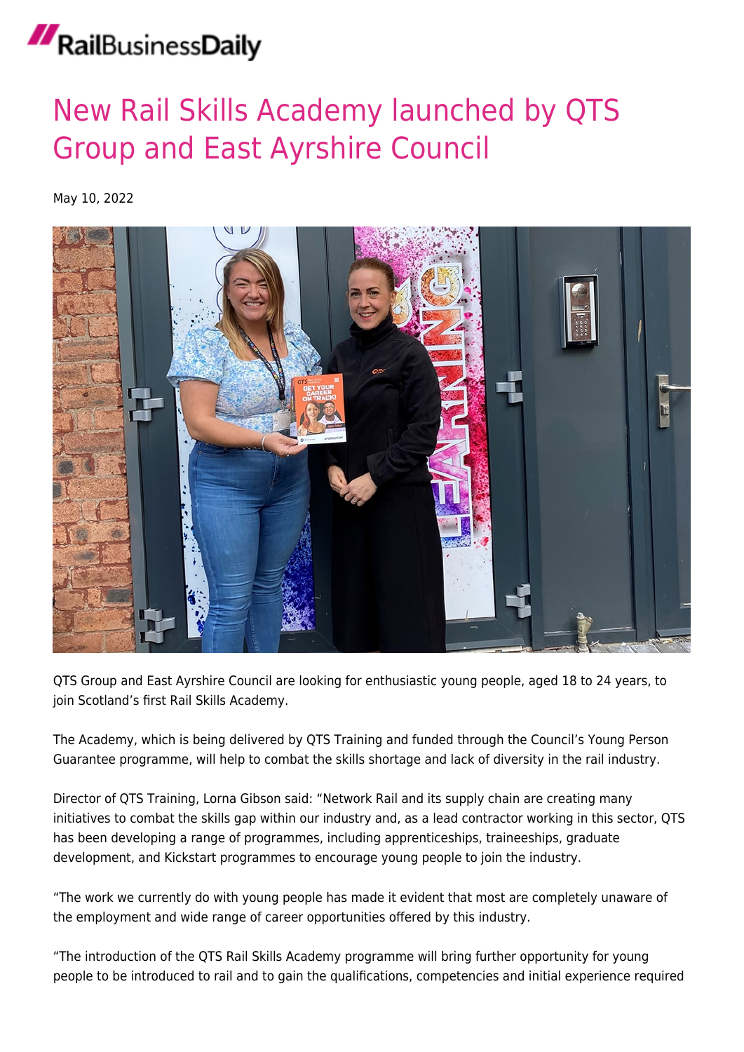# New Rail Skills Academy launched by QTS Group and East Ayrshire Council

May 10, 2022

QTS Group and East Ayrshire Council are looking for enthusiastic young people, aged 18 to 24 years, to join Scotland's first Rail Skills Academy.

The Academy, which is being delivered by QTS Training and funded through the Council's Young Person Guarantee programme, will help to combat the skills shortage and lack of diversity in the rail industry.

Director of QTS Training, Lorna Gibson said: "Network Rail and its supply chain are creating many initiatives to combat the skills gap within our industry and, as a lead contractor working in this sector, QTS has been developing a range of programmes, including apprenticeships, traineeships, graduate development, and Kickstart programmes to encourage young people to join the industry.

"The work we currently do with young people has made it evident that most are completely unaware of the employment and wide range of career opportunities offered by this industry.

"The introduction of the QTS Rail Skills Academy programme will bring further opportunity for young people to be introduced to rail and to gain the qualifications, competencies and initial experience required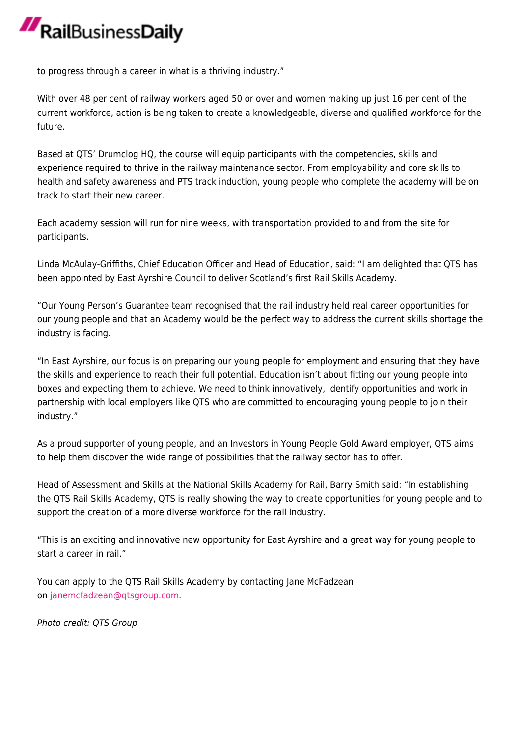to progress through a career in what is a thriving industry."

With over 48 per cent of railway workers aged 50 or over and women making up just 16 per cent of the current workforce, action is being taken to create a knowledgeable, diverse and qualified workforce for the future.

Based at QTS' Drumclog HQ, the course will equip participants with the competencies, skills and experience required to thrive in the railway maintenance sector. From employability and core skills to health and safety awareness and PTS track induction, young people who complete the academy will be on track to start their new career.

Each academy session will run for nine weeks, with transportation provided to and from the site for participants.

Linda McAulay-Griffiths, Chief Education Officer and Head of Education, said: "I am delighted that QTS has been appointed by East Ayrshire Council to deliver Scotland's first Rail Skills Academy.

"Our Young Person's Guarantee team recognised that the rail industry held real career opportunities for our young people and that an Academy would be the perfect way to address the current skills shortage the industry is facing.

"In East Ayrshire, our focus is on preparing our young people for employment and ensuring that they have the skills and experience to reach their full potential. Education isn't about fitting our young people into boxes and expecting them to achieve. We need to think innovatively, identify opportunities and work in partnership with local employers like QTS who are committed to encouraging young people to join their industry."

As a proud supporter of young people, and an Investors in Young People Gold Award employer, QTS aims to help them discover the wide range of possibilities that the railway sector has to offer.

Head of Assessment and Skills at the National Skills Academy for Rail, Barry Smith said: "In establishing the QTS Rail Skills Academy, QTS is really showing the way to create opportunities for young people and to support the creation of a more diverse workforce for the rail industry.

"This is an exciting and innovative new opportunity for East Ayrshire and a great way for young people to start a career in rail."

You can apply to the QTS Rail Skills Academy by contacting Jane McFadzean on janemcfadzean@qtsgroup.com.

*Photo credit: QTS Group*